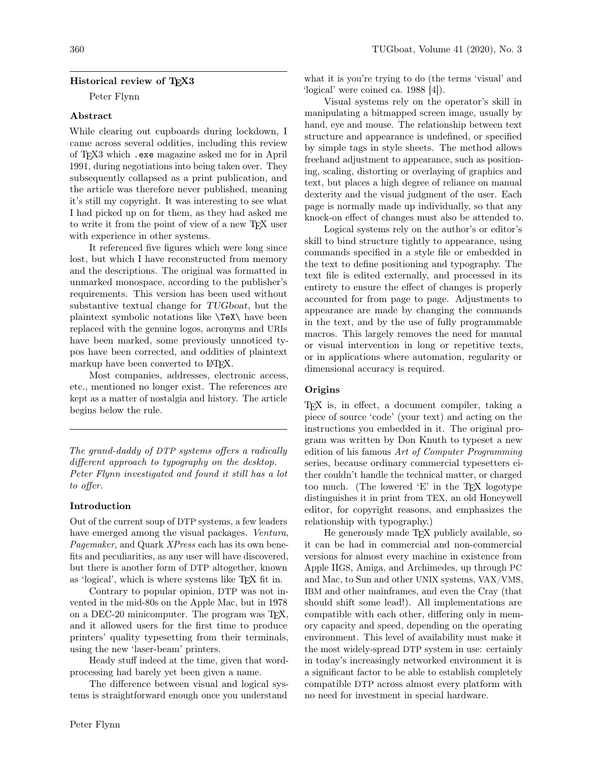## Historical review of TeX3

Peter Flynn

### Abstract

While clearing out cupboards during lockdown, I came across several oddities, including this review of TeX3 which `.exe` magazine asked me for in April 1991, during negotiations into being taken over. They subsequently collapsed as a print publication, and the article was therefore never published, meaning it's still my copyright. It was interesting to see what I had picked up on for them, as they had asked me to write it from the point of view of a new TeX user with experience in other systems.

It referenced five figures which were long since lost, but which I have reconstructed from memory and the descriptions. The original was formatted in unmarked monospace, according to the publisher's requirements. This version has been used without substantive textual change for *TUGboat*, but the plaintext symbolic notations like `\TeX\` have been replaced with the genuine logos, acronyms and URIs have been marked, some previously unnoticed typos have been corrected, and oddities of plaintext markup have been converted to LaTeX.

Most companies, addresses, electronic access, etc., mentioned no longer exist. The references are kept as a matter of nostalgia and history. The article begins below the rule.

---

*The grand-daddy of DTP systems offers a radically different approach to typography on the desktop. Peter Flynn investigated and found it still has a lot to offer.*

### Introduction

Out of the current soup of DTP systems, a few leaders have emerged among the visual packages. *Ventura*, *Pagemaker*, and Quark *XPress* each has its own benefits and peculiarities, as any user will have discovered, but there is another form of DTP altogether, known as 'logical', which is where systems like TeX fit in.

Contrary to popular opinion, DTP was not invented in the mid-80s on the Apple Mac, but in 1978 on a DEC-20 minicomputer. The program was TeX, and it allowed users for the first time to produce printers' quality typesetting from their terminals, using the new 'laser-beam' printers.

Heady stuff indeed at the time, given that word-processing had barely yet been given a name.

The difference between visual and logical systems is straightforward enough once you understand what it is you're trying to do (the terms 'visual' and 'logical' were coined ca. 1988 [4]).

Visual systems rely on the operator's skill in manipulating a bitmapped screen image, usually by hand, eye and mouse. The relationship between text structure and appearance is undefined, or specified by simple tags in style sheets. The method allows freehand adjustment to appearance, such as positioning, scaling, distorting or overlaying of graphics and text, but places a high degree of reliance on manual dexterity and the visual judgment of the user. Each page is normally made up individually, so that any knock-on effect of changes must also be attended to.

Logical systems rely on the author's or editor's skill to bind structure tightly to appearance, using commands specified in a style file or embedded in the text to define positioning and typography. The text file is edited externally, and processed in its entirety to ensure the effect of changes is properly accounted for from page to page. Adjustments to appearance are made by changing the commands in the text, and by the use of fully programmable macros. This largely removes the need for manual or visual intervention in long or repetitive texts, or in applications where automation, regularity or dimensional accuracy is required.

### Origins

TeX is, in effect, a document compiler, taking a piece of source 'code' (your text) and acting on the instructions you embedded in it. The original program was written by Don Knuth to typeset a new edition of his famous *Art of Computer Programming* series, because ordinary commercial typesetters either couldn't handle the technical matter, or charged too much. (The lowered 'E' in the TeX logotype distinguishes it in print from TEX, an old Honeywell editor, for copyright reasons, and emphasizes the relationship with typography.)

He generously made TeX publicly available, so it can be had in commercial and non-commercial versions for almost every machine in existence from Apple IIGS, Amiga, and Archimedes, up through PC and Mac, to Sun and other UNIX systems, VAX/VMS, IBM and other mainframes, and even the Cray (that should shift some lead!). All implementations are compatible with each other, differing only in memory capacity and speed, depending on the operating environment. This level of availability must make it the most widely-spread DTP system in use: certainly in today's increasingly networked environment it is a significant factor to be able to establish completely compatible DTP across almost every platform with no need for investment in special hardware.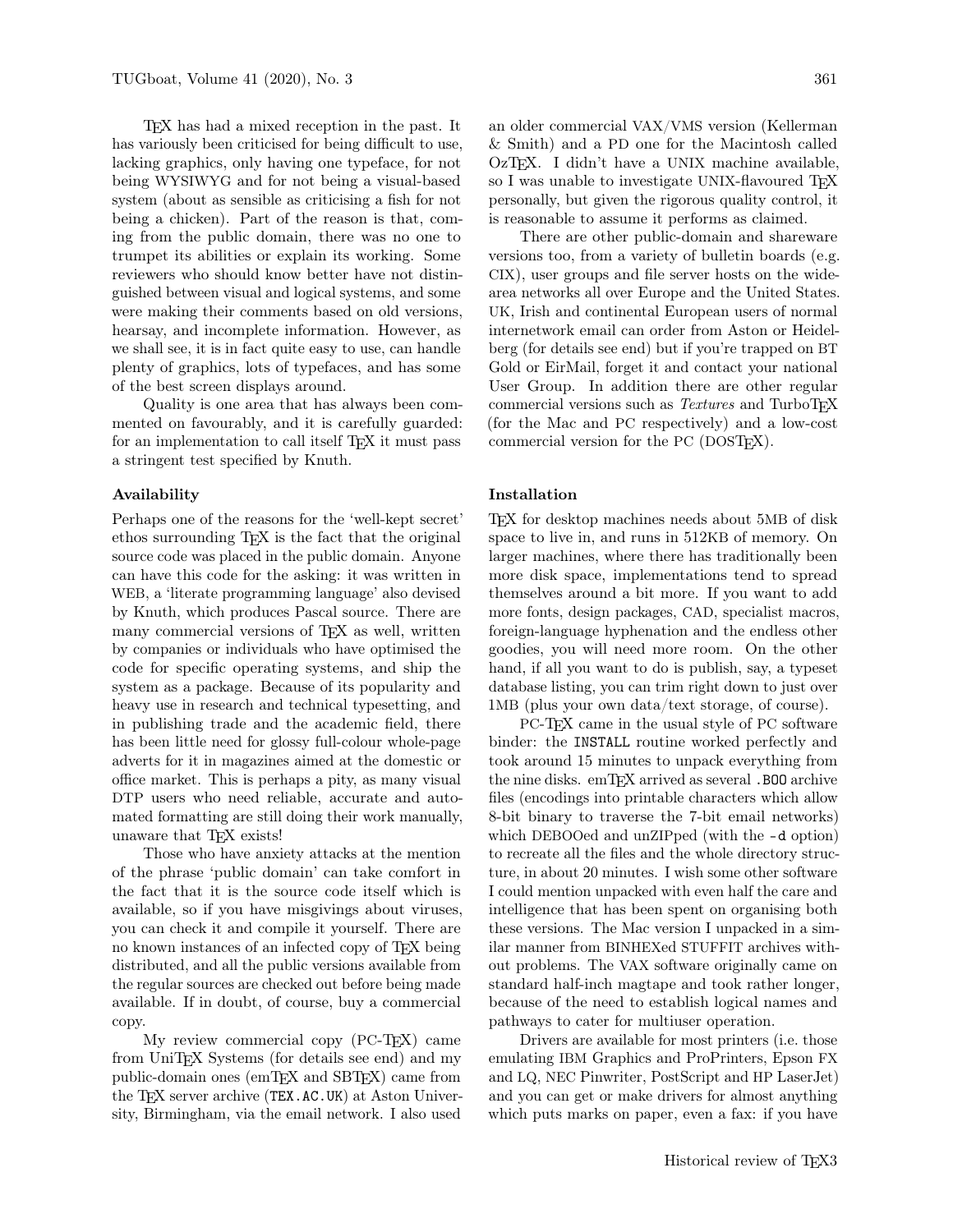TeX has had a mixed reception in the past. It has variously been criticised for being difficult to use, lacking graphics, only having one typeface, for not being WYSIWYG and for not being a visual-based system (about as sensible as criticising a fish for not being a chicken). Part of the reason is that, coming from the public domain, there was no one to trumpet its abilities or explain its working. Some reviewers who should know better have not distinguished between visual and logical systems, and some were making their comments based on old versions, hearsay, and incomplete information. However, as we shall see, it is in fact quite easy to use, can handle plenty of graphics, lots of typefaces, and has some of the best screen displays around.

Quality is one area that has always been commented on favourably, and it is carefully guarded: for an implementation to call itself TeX it must pass a stringent test specified by Knuth.

### Availability

Perhaps one of the reasons for the 'well-kept secret' ethos surrounding TeX is the fact that the original source code was placed in the public domain. Anyone can have this code for the asking: it was written in WEB, a 'literate programming language' also devised by Knuth, which produces Pascal source. There are many commercial versions of TeX as well, written by companies or individuals who have optimised the code for specific operating systems, and ship the system as a package. Because of its popularity and heavy use in research and technical typesetting, and in publishing trade and the academic field, there has been little need for glossy full-colour whole-page adverts for it in magazines aimed at the domestic or office market. This is perhaps a pity, as many visual DTP users who need reliable, accurate and automated formatting are still doing their work manually, unaware that TeX exists!

Those who have anxiety attacks at the mention of the phrase 'public domain' can take comfort in the fact that it is the source code itself which is available, so if you have misgivings about viruses, you can check it and compile it yourself. There are no known instances of an infected copy of TeX being distributed, and all the public versions available from the regular sources are checked out before being made available. If in doubt, of course, buy a commercial copy.

My review commercial copy (PC-TeX) came from UniTeX Systems (for details see end) and my public-domain ones (emTeX and SBTeX) came from the TeX server archive (`TEX.AC.UK`) at Aston University, Birmingham, via the email network. I also used an older commercial VAX/VMS version (Kellerman & Smith) and a PD one for the Macintosh called OzTeX. I didn't have a UNIX machine available, so I was unable to investigate UNIX-flavoured TeX personally, but given the rigorous quality control, it is reasonable to assume it performs as claimed.

There are other public-domain and shareware versions too, from a variety of bulletin boards (e.g. CIX), user groups and file server hosts on the wide-area networks all over Europe and the United States. UK, Irish and continental European users of normal internetwork email can order from Aston or Heidelberg (for details see end) but if you're trapped on BT Gold or EirMail, forget it and contact your national User Group. In addition there are other regular commercial versions such as *Textures* and TurboTeX (for the Mac and PC respectively) and a low-cost commercial version for the PC (DOSTeX).

### Installation

TeX for desktop machines needs about 5MB of disk space to live in, and runs in 512KB of memory. On larger machines, where there has traditionally been more disk space, implementations tend to spread themselves around a bit more. If you want to add more fonts, design packages, CAD, specialist macros, foreign-language hyphenation and the endless other goodies, you will need more room. On the other hand, if all you want to do is publish, say, a typeset database listing, you can trim right down to just over 1MB (plus your own data/text storage, of course).

PC-TeX came in the usual style of PC software binder: the `INSTALL` routine worked perfectly and took around 15 minutes to unpack everything from the nine disks. emTeX arrived as several `.BOO` archive files (encodings into printable characters which allow 8-bit binary to traverse the 7-bit email networks) which DEBOOed and unZIPped (with the `-d` option) to recreate all the files and the whole directory structure, in about 20 minutes. I wish some other software I could mention unpacked with even half the care and intelligence that has been spent on organising both these versions. The Mac version I unpacked in a similar manner from BINHEXed STUFFIT archives without problems. The VAX software originally came on standard half-inch magtape and took rather longer, because of the need to establish logical names and pathways to cater for multiuser operation.

Drivers are available for most printers (i.e. those emulating IBM Graphics and ProPrinters, Epson FX and LQ, NEC Pinwriter, PostScript and HP LaserJet) and you can get or make drivers for almost anything which puts marks on paper, even a fax: if you have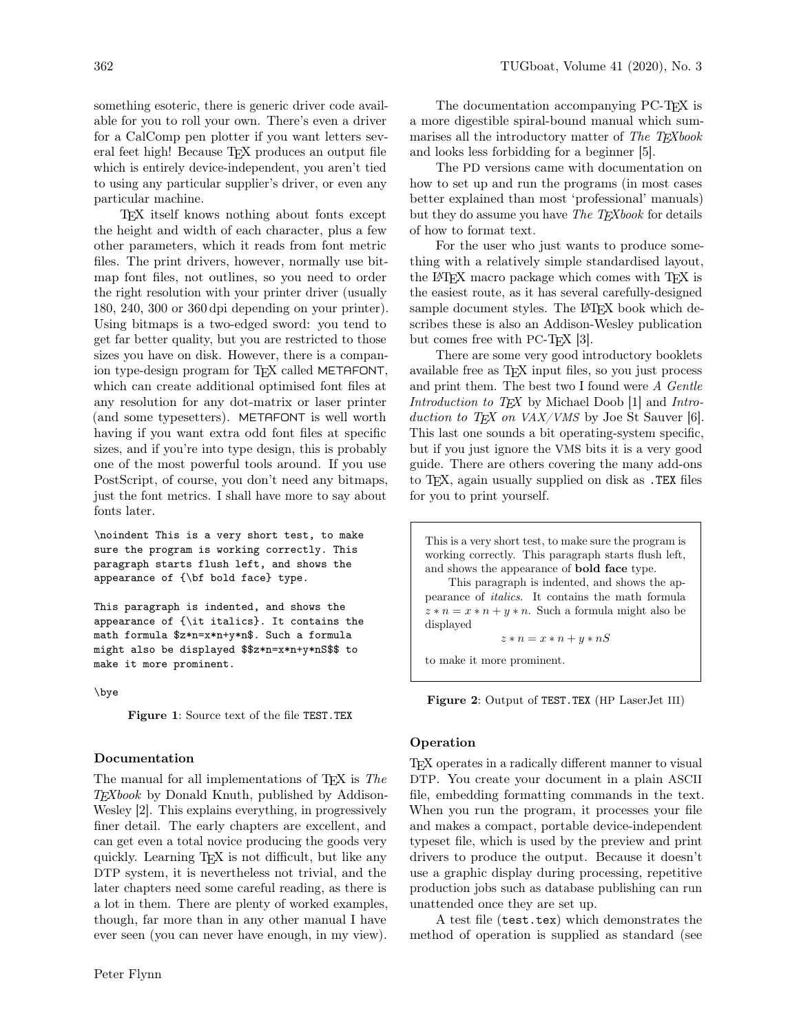something esoteric, there is generic driver code available for you to roll your own. There's even a driver for a CalComp pen plotter if you want letters several feet high! Because TEX produces an output file which is entirely device-independent, you aren't tied to using any particular supplier's driver, or even any particular machine.

TEX itself knows nothing about fonts except the height and width of each character, plus a few other parameters, which it reads from font metric files. The print drivers, however, normally use bitmap font files, not outlines, so you need to order the right resolution with your printer driver (usually 180, 240, 300 or 360 dpi depending on your printer). Using bitmaps is a two-edged sword: you tend to get far better quality, but you are restricted to those sizes you have on disk. However, there is a companion type-design program for TEX called METAFONT, which can create additional optimised font files at any resolution for any dot-matrix or laser printer (and some typesetters). METAFONT is well worth having if you want extra odd font files at specific sizes, and if you're into type design, this is probably one of the most powerful tools around. If you use PostScript, of course, you don't need any bitmaps, just the font metrics. I shall have more to say about fonts later.

```
\noindent This is a very short test, to make
sure the program is working correctly. This
paragraph starts flush left, and shows the
appearance of {\bf bold face} type.

This paragraph is indented, and shows the
appearance of {\it italics}. It contains the
math formula $z*n=x*n+y*n$. Such a formula
might also be displayed $$z*n=x*n+y*nS$$ to
make it more prominent.

\bye
```

**Figure 1**: Source text of the file `TEST.TEX`

### Documentation

The manual for all implementations of TEX is *The TEXbook* by Donald Knuth, published by Addison-Wesley [2]. This explains everything, in progressively finer detail. The early chapters are excellent, and can get even a total novice producing the goods very quickly. Learning TEX is not difficult, but like any DTP system, it is nevertheless not trivial, and the later chapters need some careful reading, as there is a lot in them. There are plenty of worked examples, though, far more than in any other manual I have ever seen (you can never have enough, in my view).

The documentation accompanying PC-TEX is a more digestible spiral-bound manual which summarises all the introductory matter of *The TEXbook* and looks less forbidding for a beginner [5].

The PD versions came with documentation on how to set up and run the programs (in most cases better explained than most 'professional' manuals) but they do assume you have *The TEXbook* for details of how to format text.

For the user who just wants to produce something with a relatively simple standardised layout, the LATEX macro package which comes with TEX is the easiest route, as it has several carefully-designed sample document styles. The LATEX book which describes these is also an Addison-Wesley publication but comes free with PC-TEX [3].

There are some very good introductory booklets available free as TEX input files, so you just process and print them. The best two I found were *A Gentle Introduction to TEX* by Michael Doob [1] and *Introduction to TEX on VAX/VMS* by Joe St Sauver [6]. This last one sounds a bit operating-system specific, but if you just ignore the VMS bits it is a very good guide. There are others covering the many add-ons to TEX, again usually supplied on disk as `.TEX` files for you to print yourself.

> This is a very short test, to make sure the program is working correctly. This paragraph starts flush left, and shows the appearance of **bold face** type.
>
> This paragraph is indented, and shows the appearance of *italics*. It contains the math formula $z * n = x * n + y * n$. Such a formula might also be displayed
> $$z * n = x * n + y * nS$$
> to make it more prominent.

**Figure 2**: Output of `TEST.TEX` (HP LaserJet III)

### Operation

TEX operates in a radically different manner to visual DTP. You create your document in a plain ASCII file, embedding formatting commands in the text. When you run the program, it processes your file and makes a compact, portable device-independent typeset file, which is used by the preview and print drivers to produce the output. Because it doesn't use a graphic display during processing, repetitive production jobs such as database publishing can run unattended once they are set up.

A test file (`test.tex`) which demonstrates the method of operation is supplied as standard (see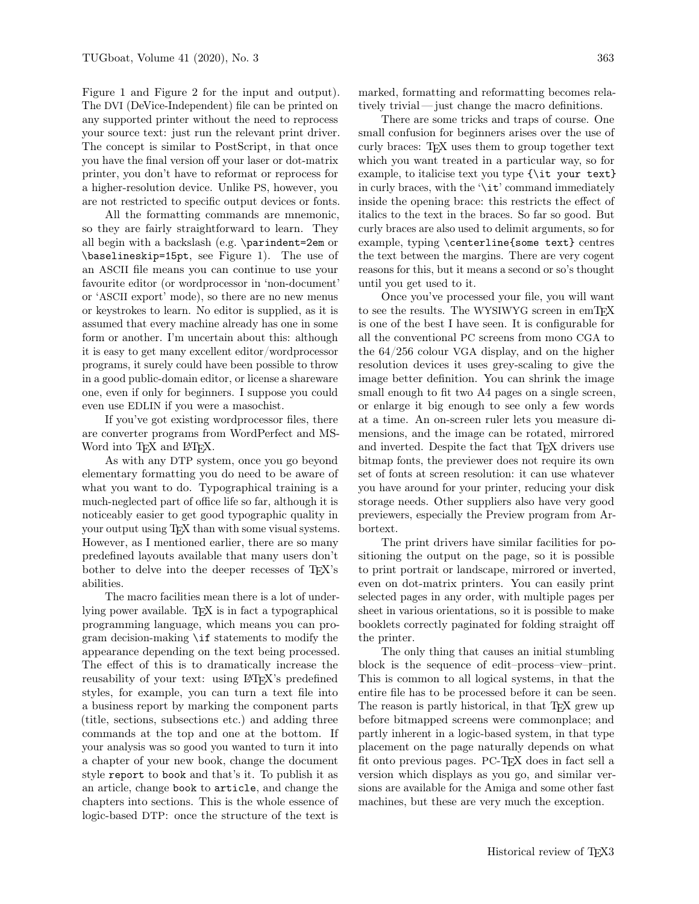Figure 1 and Figure 2 for the input and output). The DVI (DeVice-Independent) file can be printed on any supported printer without the need to reprocess your source text: just run the relevant print driver. The concept is similar to PostScript, in that once you have the final version off your laser or dot-matrix printer, you don't have to reformat or reprocess for a higher-resolution device. Unlike PS, however, you are not restricted to specific output devices or fonts.

All the formatting commands are mnemonic, so they are fairly straightforward to learn. They all begin with a backslash (e.g. `\parindent=2em` or `\baselineskip=15pt`, see Figure 1). The use of an ASCII file means you can continue to use your favourite editor (or wordprocessor in 'non-document' or 'ASCII export' mode), so there are no new menus or keystrokes to learn. No editor is supplied, as it is assumed that every machine already has one in some form or another. I'm uncertain about this: although it is easy to get many excellent editor/wordprocessor programs, it surely could have been possible to throw in a good public-domain editor, or license a shareware one, even if only for beginners. I suppose you could even use EDLIN if you were a masochist.

If you've got existing wordprocessor files, there are converter programs from WordPerfect and MS-Word into TeX and LaTeX.

As with any DTP system, once you go beyond elementary formatting you do need to be aware of what you want to do. Typographical training is a much-neglected part of office life so far, although it is noticeably easier to get good typographic quality in your output using TeX than with some visual systems. However, as I mentioned earlier, there are so many predefined layouts available that many users don't bother to delve into the deeper recesses of TeX's abilities.

The macro facilities mean there is a lot of underlying power available. TeX is in fact a typographical programming language, which means you can program decision-making `\if` statements to modify the appearance depending on the text being processed. The effect of this is to dramatically increase the reusability of your text: using LaTeX's predefined styles, for example, you can turn a text file into a business report by marking the component parts (title, sections, subsections etc.) and adding three commands at the top and one at the bottom. If your analysis was so good you wanted to turn it into a chapter of your new book, change the document style `report` to `book` and that's it. To publish it as an article, change `book` to `article`, and change the chapters into sections. This is the whole essence of logic-based DTP: once the structure of the text is marked, formatting and reformatting becomes relatively trivial — just change the macro definitions.

There are some tricks and traps of course. One small confusion for beginners arises over the use of curly braces: TeX uses them to group together text which you want treated in a particular way, so for example, to italicise text you type `{\it your text}` in curly braces, with the '`\it`' command immediately inside the opening brace: this restricts the effect of italics to the text in the braces. So far so good. But curly braces are also used to delimit arguments, so for example, typing `\centerline{some text}` centres the text between the margins. There are very cogent reasons for this, but it means a second or so's thought until you get used to it.

Once you've processed your file, you will want to see the results. The WYSIWYG screen in emTeX is one of the best I have seen. It is configurable for all the conventional PC screens from mono CGA to the 64/256 colour VGA display, and on the higher resolution devices it uses grey-scaling to give the image better definition. You can shrink the image small enough to fit two A4 pages on a single screen, or enlarge it big enough to see only a few words at a time. An on-screen ruler lets you measure dimensions, and the image can be rotated, mirrored and inverted. Despite the fact that TeX drivers use bitmap fonts, the previewer does not require its own set of fonts at screen resolution: it can use whatever you have around for your printer, reducing your disk storage needs. Other suppliers also have very good previewers, especially the Preview program from Arbortext.

The print drivers have similar facilities for positioning the output on the page, so it is possible to print portrait or landscape, mirrored or inverted, even on dot-matrix printers. You can easily print selected pages in any order, with multiple pages per sheet in various orientations, so it is possible to make booklets correctly paginated for folding straight off the printer.

The only thing that causes an initial stumbling block is the sequence of edit–process–view–print. This is common to all logical systems, in that the entire file has to be processed before it can be seen. The reason is partly historical, in that TeX grew up before bitmapped screens were commonplace; and partly inherent in a logic-based system, in that type placement on the page naturally depends on what fit onto previous pages. PC-TeX does in fact sell a version which displays as you go, and similar versions are available for the Amiga and some other fast machines, but these are very much the exception.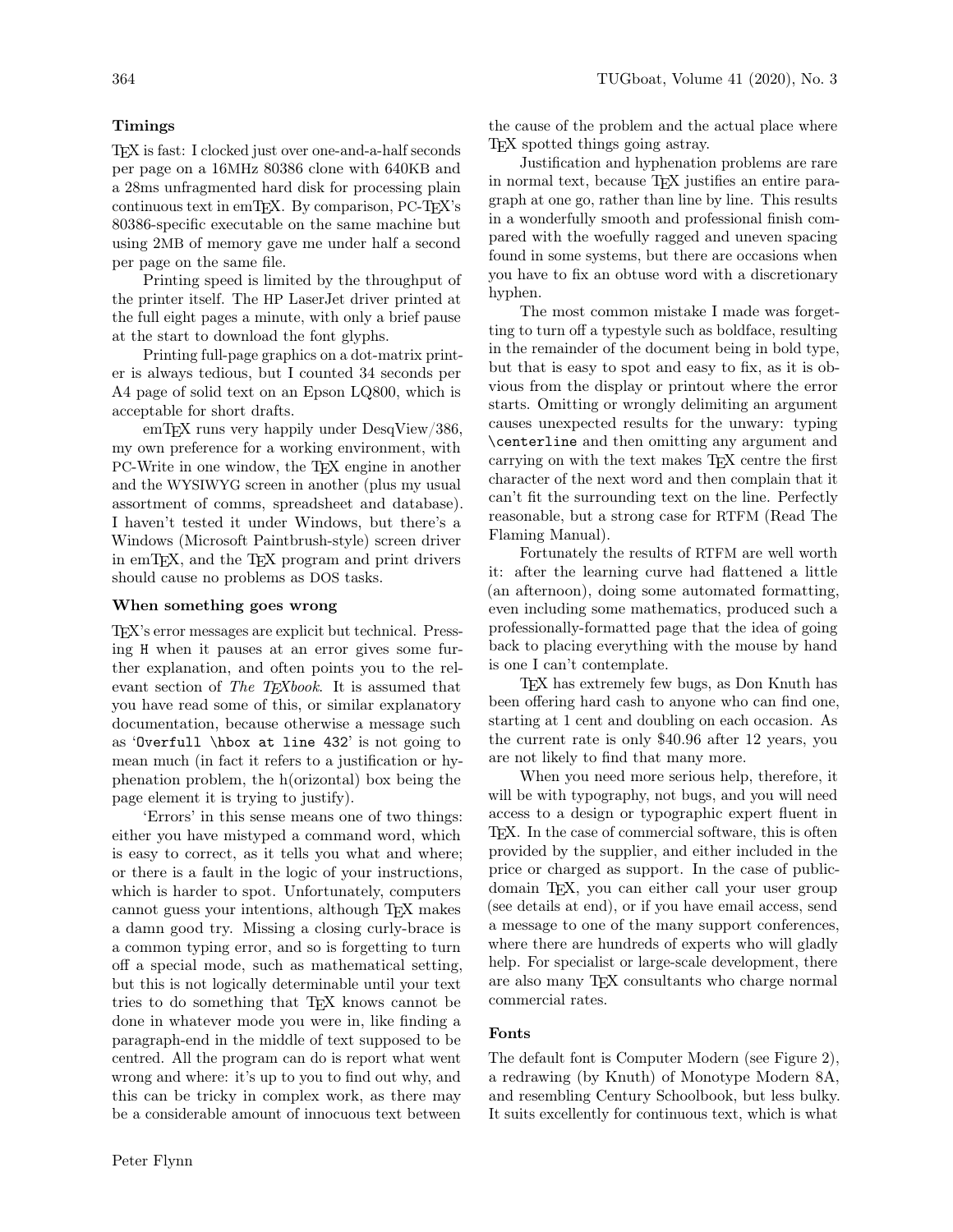### Timings

TeX is fast: I clocked just over one-and-a-half seconds per page on a 16MHz 80386 clone with 640KB and a 28ms unfragmented hard disk for processing plain continuous text in emTeX. By comparison, PC-TeX's 80386-specific executable on the same machine but using 2MB of memory gave me under half a second per page on the same file.

Printing speed is limited by the throughput of the printer itself. The HP LaserJet driver printed at the full eight pages a minute, with only a brief pause at the start to download the font glyphs.

Printing full-page graphics on a dot-matrix printer is always tedious, but I counted 34 seconds per A4 page of solid text on an Epson LQ800, which is acceptable for short drafts.

emTeX runs very happily under DesqView/386, my own preference for a working environment, with PC-Write in one window, the TeX engine in another and the WYSIWYG screen in another (plus my usual assortment of comms, spreadsheet and database). I haven't tested it under Windows, but there's a Windows (Microsoft Paintbrush-style) screen driver in emTeX, and the TeX program and print drivers should cause no problems as DOS tasks.

### When something goes wrong

TeX's error messages are explicit but technical. Pressing `H` when it pauses at an error gives some further explanation, and often points you to the relevant section of *The TeXbook*. It is assumed that you have read some of this, or similar explanatory documentation, because otherwise a message such as '`Overfull \hbox at line 432`' is not going to mean much (in fact it refers to a justification or hyphenation problem, the h(orizontal) box being the page element it is trying to justify).

'Errors' in this sense means one of two things: either you have mistyped a command word, which is easy to correct, as it tells you what and where; or there is a fault in the logic of your instructions, which is harder to spot. Unfortunately, computers cannot guess your intentions, although TeX makes a damn good try. Missing a closing curly-brace is a common typing error, and so is forgetting to turn off a special mode, such as mathematical setting, but this is not logically determinable until your text tries to do something that TeX knows cannot be done in whatever mode you were in, like finding a paragraph-end in the middle of text supposed to be centred. All the program can do is report what went wrong and where: it's up to you to find out why, and this can be tricky in complex work, as there may be a considerable amount of innocuous text between the cause of the problem and the actual place where TeX spotted things going astray.

Justification and hyphenation problems are rare in normal text, because TeX justifies an entire paragraph at one go, rather than line by line. This results in a wonderfully smooth and professional finish compared with the woefully ragged and uneven spacing found in some systems, but there are occasions when you have to fix an obtuse word with a discretionary hyphen.

The most common mistake I made was forgetting to turn off a typestyle such as boldface, resulting in the remainder of the document being in bold type, but that is easy to spot and easy to fix, as it is obvious from the display or printout where the error starts. Omitting or wrongly delimiting an argument causes unexpected results for the unwary: typing `\centerline` and then omitting any argument and carrying on with the text makes TeX centre the first character of the next word and then complain that it can't fit the surrounding text on the line. Perfectly reasonable, but a strong case for RTFM (Read The Flaming Manual).

Fortunately the results of RTFM are well worth it: after the learning curve had flattened a little (an afternoon), doing some automated formatting, even including some mathematics, produced such a professionally-formatted page that the idea of going back to placing everything with the mouse by hand is one I can't contemplate.

TeX has extremely few bugs, as Don Knuth has been offering hard cash to anyone who can find one, starting at 1 cent and doubling on each occasion. As the current rate is only $40.96 after 12 years, you are not likely to find that many more.

When you need more serious help, therefore, it will be with typography, not bugs, and you will need access to a design or typographic expert fluent in TeX. In the case of commercial software, this is often provided by the supplier, and either included in the price or charged as support. In the case of public-domain TeX, you can either call your user group (see details at end), or if you have email access, send a message to one of the many support conferences, where there are hundreds of experts who will gladly help. For specialist or large-scale development, there are also many TeX consultants who charge normal commercial rates.

### Fonts

The default font is Computer Modern (see Figure 2), a redrawing (by Knuth) of Monotype Modern 8A, and resembling Century Schoolbook, but less bulky. It suits excellently for continuous text, which is what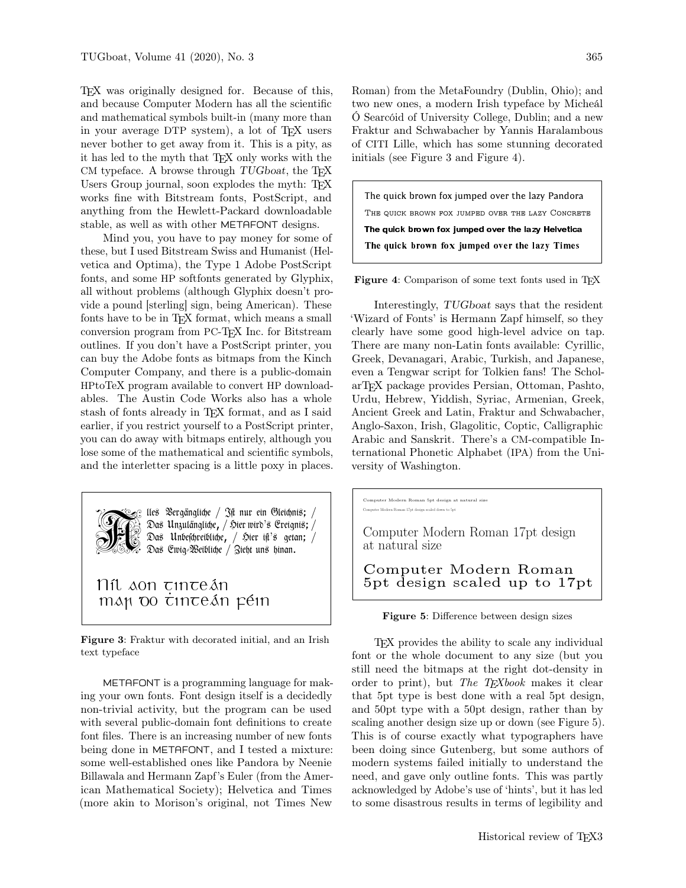TeX was originally designed for. Because of this, and because Computer Modern has all the scientific and mathematical symbols built-in (many more than in your average DTP system), a lot of TeX users never bother to get away from it. This is a pity, as it has led to the myth that TeX only works with the CM typeface. A browse through *TUGboat*, the TeX Users Group journal, soon explodes the myth: TeX works fine with Bitstream fonts, PostScript, and anything from the Hewlett-Packard downloadable stable, as well as with other METAFONT designs.

Mind you, you have to pay money for some of these, but I used Bitstream Swiss and Humanist (Helvetica and Optima), the Type 1 Adobe PostScript fonts, and some HP softfonts generated by Glyphix, all without problems (although Glyphix doesn't provide a pound [sterling] sign, being American). These fonts have to be in TeX format, which means a small conversion program from PC-TeX Inc. for Bitstream outlines. If you don't have a PostScript printer, you can buy the Adobe fonts as bitmaps from the Kinch Computer Company, and there is a public-domain HPtoTeX program available to convert HP downloadables. The Austin Code Works also has a whole stash of fonts already in TeX format, and as I said earlier, if you restrict yourself to a PostScript printer, you can do away with bitmaps entirely, although you lose some of the mathematical and scientific symbols, and the interletter spacing is a little poxy in places.

Alles Vergängliche / Ist nur ein Gleichnis; / Das Unzulängliche, / Hier wird's Ereignis; / Das Unbeschreibliche, / Hier ist's getan; / Das Ewig-Weibliche / Zieht uns hinan.

Níl aon tinteán
mar do thinteán féin

**Figure 3**: Fraktur with decorated initial, and an Irish text typeface

METAFONT is a programming language for making your own fonts. Font design itself is a decidedly non-trivial activity, but the program can be used with several public-domain font definitions to create font files. There is an increasing number of new fonts being done in METAFONT, and I tested a mixture: some well-established ones like Pandora by Neenie Billawala and Hermann Zapf's Euler (from the American Mathematical Society); Helvetica and Times (more akin to Morison's original, not Times New Roman) from the MetaFoundry (Dublin, Ohio); and two new ones, a modern Irish typeface by Micheál Ó Searcóid of University College, Dublin; and a new Fraktur and Schwabacher by Yannis Haralambous of CITI Lille, which has some stunning decorated initials (see Figure 3 and Figure 4).

The quick brown fox jumped over the lazy Pandora
The quick brown fox jumped over the lazy Concrete
**The quick brown fox jumped over the lazy Helvetica**
**The quick brown fox jumped over the lazy Times**

**Figure 4**: Comparison of some text fonts used in TeX

Interestingly, *TUGboat* says that the resident 'Wizard of Fonts' is Hermann Zapf himself, so they clearly have some good high-level advice on tap. There are many non-Latin fonts available: Cyrillic, Greek, Devanagari, Arabic, Turkish, and Japanese, even a Tengwar script for Tolkien fans! The ScholarTeX package provides Persian, Ottoman, Pashto, Urdu, Hebrew, Yiddish, Syriac, Armenian, Greek, Ancient Greek and Latin, Fraktur and Schwabacher, Anglo-Saxon, Irish, Glagolitic, Coptic, Calligraphic Arabic and Sanskrit. There's a CM-compatible International Phonetic Alphabet (IPA) from the University of Washington.

Computer Modern Roman 5pt design at natural size
Computer Modern Roman 17pt design scaled down to 5pt

Computer Modern Roman 17pt design at natural size

Computer Modern Roman 5pt design scaled up to 17pt

**Figure 5**: Difference between design sizes

TeX provides the ability to scale any individual font or the whole document to any size (but you still need the bitmaps at the right dot-density in order to print), but *The TeXbook* makes it clear that 5pt type is best done with a real 5pt design, and 50pt type with a 50pt design, rather than by scaling another design size up or down (see Figure 5). This is of course exactly what typographers have been doing since Gutenberg, but some authors of modern systems failed initially to understand the need, and gave only outline fonts. This was partly acknowledged by Adobe's use of 'hints', but it has led to some disastrous results in terms of legibility and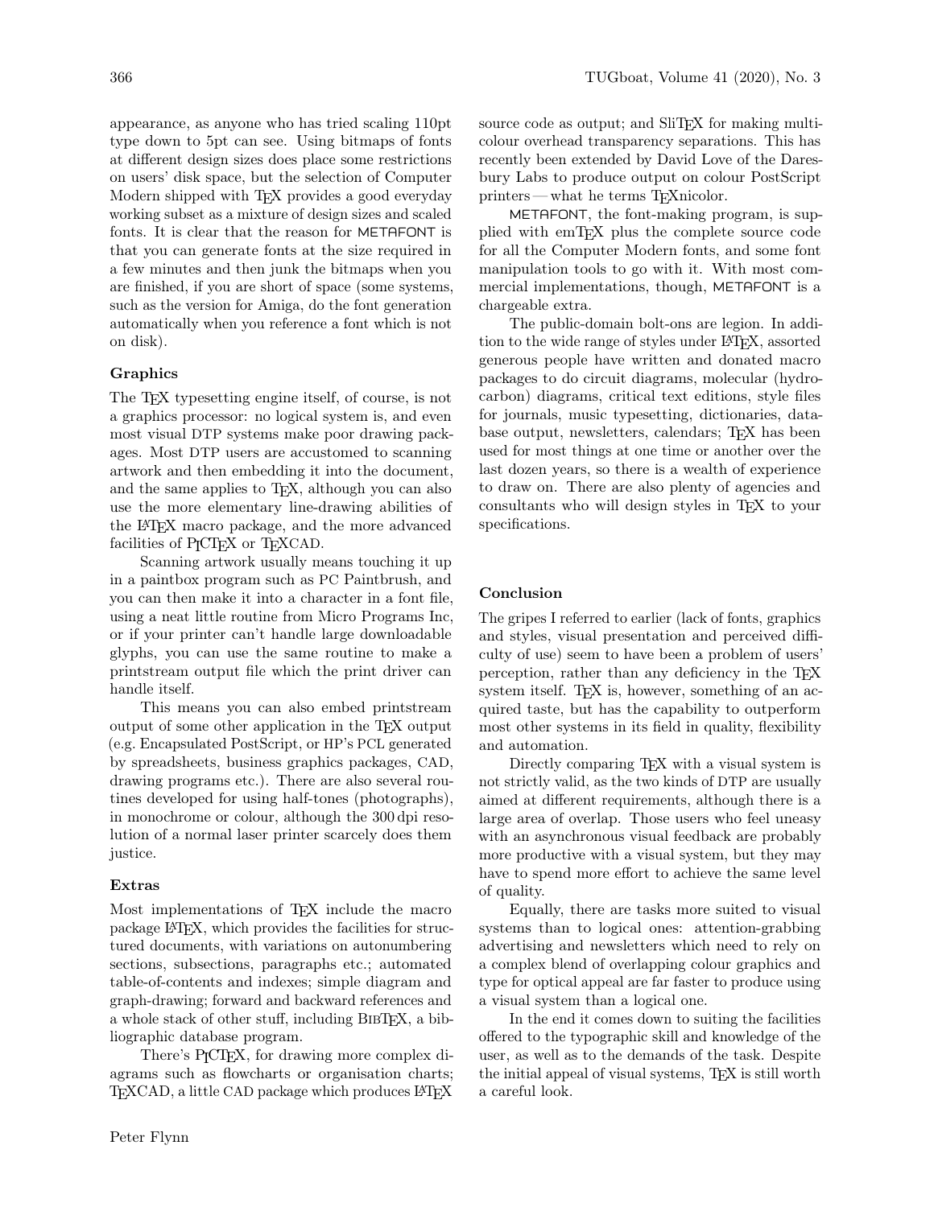appearance, as anyone who has tried scaling 110pt type down to 5pt can see. Using bitmaps of fonts at different design sizes does place some restrictions on users' disk space, but the selection of Computer Modern shipped with TeX provides a good everyday working subset as a mixture of design sizes and scaled fonts. It is clear that the reason for METAFONT is that you can generate fonts at the size required in a few minutes and then junk the bitmaps when you are finished, if you are short of space (some systems, such as the version for Amiga, do the font generation automatically when you reference a font which is not on disk).

### Graphics

The TeX typesetting engine itself, of course, is not a graphics processor: no logical system is, and even most visual DTP systems make poor drawing packages. Most DTP users are accustomed to scanning artwork and then embedding it into the document, and the same applies to TeX, although you can also use the more elementary line-drawing abilities of the LaTeX macro package, and the more advanced facilities of PiCTeX or TeXCAD.

Scanning artwork usually means touching it up in a paintbox program such as PC Paintbrush, and you can then make it into a character in a font file, using a neat little routine from Micro Programs Inc, or if your printer can't handle large downloadable glyphs, you can use the same routine to make a printstream output file which the print driver can handle itself.

This means you can also embed printstream output of some other application in the TeX output (e.g. Encapsulated PostScript, or HP's PCL generated by spreadsheets, business graphics packages, CAD, drawing programs etc.). There are also several routines developed for using half-tones (photographs), in monochrome or colour, although the 300 dpi resolution of a normal laser printer scarcely does them justice.

### Extras

Most implementations of TeX include the macro package LaTeX, which provides the facilities for structured documents, with variations on autonumbering sections, subsections, paragraphs etc.; automated table-of-contents and indexes; simple diagram and graph-drawing; forward and backward references and a whole stack of other stuff, including BibTeX, a bibliographic database program.

There's PiCTeX, for drawing more complex diagrams such as flowcharts or organisation charts; TeXCAD, a little CAD package which produces LaTeX source code as output; and SliTeX for making multi-colour overhead transparency separations. This has recently been extended by David Love of the Daresbury Labs to produce output on colour PostScript printers — what he terms TeXnicolor.

METAFONT, the font-making program, is supplied with emTeX plus the complete source code for all the Computer Modern fonts, and some font manipulation tools to go with it. With most commercial implementations, though, METAFONT is a chargeable extra.

The public-domain bolt-ons are legion. In addition to the wide range of styles under LaTeX, assorted generous people have written and donated macro packages to do circuit diagrams, molecular (hydrocarbon) diagrams, critical text editions, style files for journals, music typesetting, dictionaries, database output, newsletters, calendars; TeX has been used for most things at one time or another over the last dozen years, so there is a wealth of experience to draw on. There are also plenty of agencies and consultants who will design styles in TeX to your specifications.

### Conclusion

The gripes I referred to earlier (lack of fonts, graphics and styles, visual presentation and perceived difficulty of use) seem to have been a problem of users' perception, rather than any deficiency in the TeX system itself. TeX is, however, something of an acquired taste, but has the capability to outperform most other systems in its field in quality, flexibility and automation.

Directly comparing TeX with a visual system is not strictly valid, as the two kinds of DTP are usually aimed at different requirements, although there is a large area of overlap. Those users who feel uneasy with an asynchronous visual feedback are probably more productive with a visual system, but they may have to spend more effort to achieve the same level of quality.

Equally, there are tasks more suited to visual systems than to logical ones: attention-grabbing advertising and newsletters which need to rely on a complex blend of overlapping colour graphics and type for optical appeal are far faster to produce using a visual system than a logical one.

In the end it comes down to suiting the facilities offered to the typographic skill and knowledge of the user, as well as to the demands of the task. Despite the initial appeal of visual systems, TeX is still worth a careful look.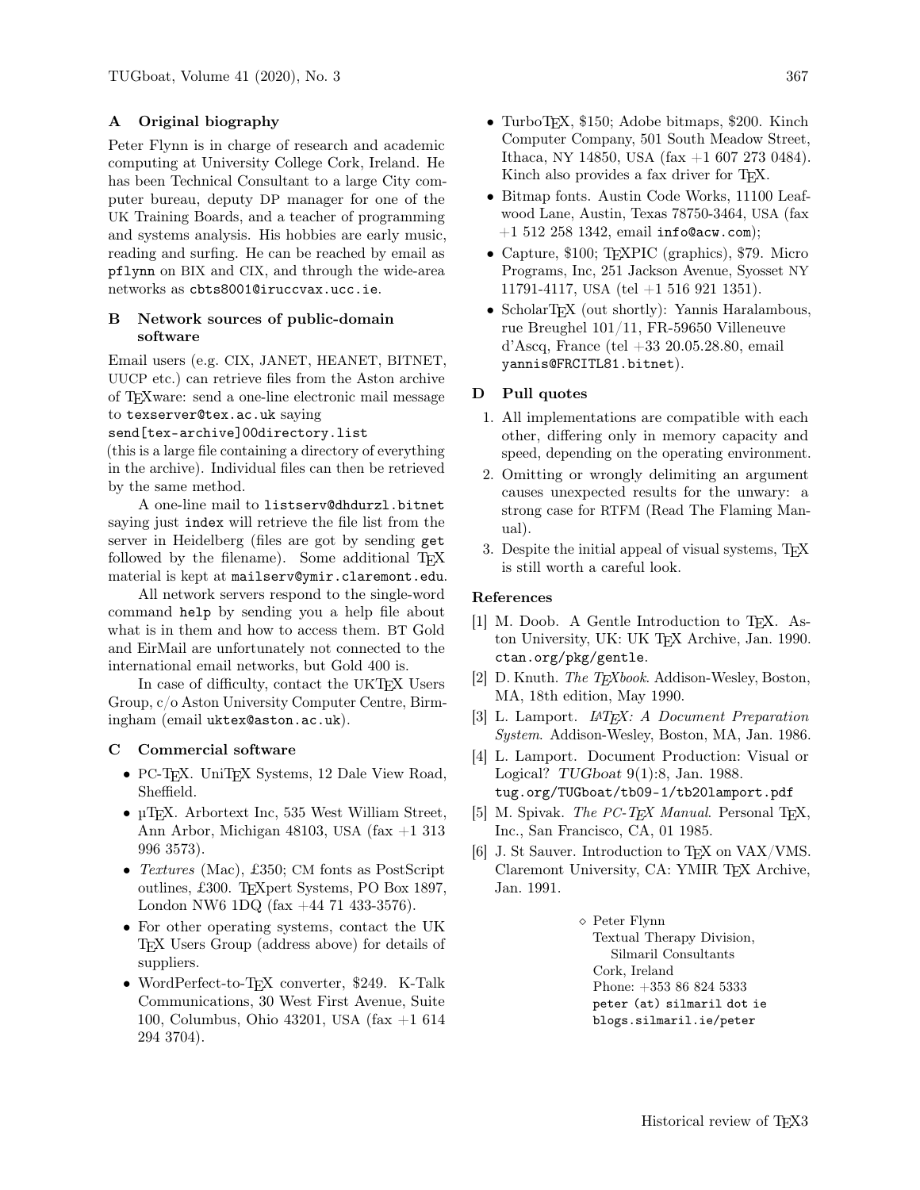## A Original biography

Peter Flynn is in charge of research and academic computing at University College Cork, Ireland. He has been Technical Consultant to a large City computer bureau, deputy DP manager for one of the UK Training Boards, and a teacher of programming and systems analysis. His hobbies are early music, reading and surfing. He can be reached by email as `pflynn` on BIX and CIX, and through the wide-area networks as `cbts8001@iruccvax.ucc.ie`.

## B Network sources of public-domain software

Email users (e.g. CIX, JANET, HEANET, BITNET, UUCP etc.) can retrieve files from the Aston archive of TEXware: send a one-line electronic mail message to `texserver@tex.ac.uk` saying

`send[tex-archive]00directory.list`

(this is a large file containing a directory of everything in the archive). Individual files can then be retrieved by the same method.

A one-line mail to `listserv@dhdurz1.bitnet` saying just `index` will retrieve the file list from the server in Heidelberg (files are got by sending `get` followed by the filename). Some additional TEX material is kept at `mailserv@ymir.claremont.edu`.

All network servers respond to the single-word command `help` by sending you a help file about what is in them and how to access them. BT Gold and EirMail are unfortunately not connected to the international email networks, but Gold 400 is.

In case of difficulty, contact the UKTEX Users Group, c/o Aston University Computer Centre, Birmingham (email `uktex@aston.ac.uk`).

## C Commercial software

- PC-TEX. UniTEX Systems, 12 Dale View Road, Sheffield.
- µTEX. Arbortext Inc, 535 West William Street, Ann Arbor, Michigan 48103, USA (fax +1 313 996 3573).
- *Textures* (Mac), £350; CM fonts as PostScript outlines, £300. TEXpert Systems, PO Box 1897, London NW6 1DQ (fax +44 71 433-3576).
- For other operating systems, contact the UK TEX Users Group (address above) for details of suppliers.
- WordPerfect-to-TEX converter, $249. K-Talk Communications, 30 West First Avenue, Suite 100, Columbus, Ohio 43201, USA (fax +1 614 294 3704).
- TurboTEX, $150; Adobe bitmaps, $200. Kinch Computer Company, 501 South Meadow Street, Ithaca, NY 14850, USA (fax +1 607 273 0484). Kinch also provides a fax driver for TEX.
- Bitmap fonts. Austin Code Works, 11100 Leafwood Lane, Austin, Texas 78750-3464, USA (fax +1 512 258 1342, email `info@acw.com`);
- Capture, $100; TEXPIC (graphics), $79. Micro Programs, Inc, 251 Jackson Avenue, Syosset NY 11791-4117, USA (tel +1 516 921 1351).
- ScholarTEX (out shortly): Yannis Haralambous, rue Breughel 101/11, FR-59650 Villeneuve d'Ascq, France (tel +33 20.05.28.80, email `yannis@FRCITL81.bitnet`).

## D Pull quotes

1. All implementations are compatible with each other, differing only in memory capacity and speed, depending on the operating environment.
2. Omitting or wrongly delimiting an argument causes unexpected results for the unwary: a strong case for RTFM (Read The Flaming Manual).
3. Despite the initial appeal of visual systems, TEX is still worth a careful look.

### References

[1] M. Doob. A Gentle Introduction to TEX. Aston University, UK: UK TEX Archive, Jan. 1990. `ctan.org/pkg/gentle`.

[2] D. Knuth. *The TEXbook*. Addison-Wesley, Boston, MA, 18th edition, May 1990.

[3] L. Lamport. *LATEX: A Document Preparation System*. Addison-Wesley, Boston, MA, Jan. 1986.

[4] L. Lamport. Document Production: Visual or Logical? *TUGboat* 9(1):8, Jan. 1988. `tug.org/TUGboat/tb09-1/tb20lamport.pdf`

[5] M. Spivak. *The PC-TEX Manual*. Personal TEX, Inc., San Francisco, CA, 01 1985.

[6] J. St Sauver. Introduction to TEX on VAX/VMS. Claremont University, CA: YMIR TEX Archive, Jan. 1991.

◇ Peter Flynn
Textual Therapy Division,
Silmaril Consultants
Cork, Ireland
Phone: +353 86 824 5333
`peter (at) silmaril dot ie`
`blogs.silmaril.ie/peter`